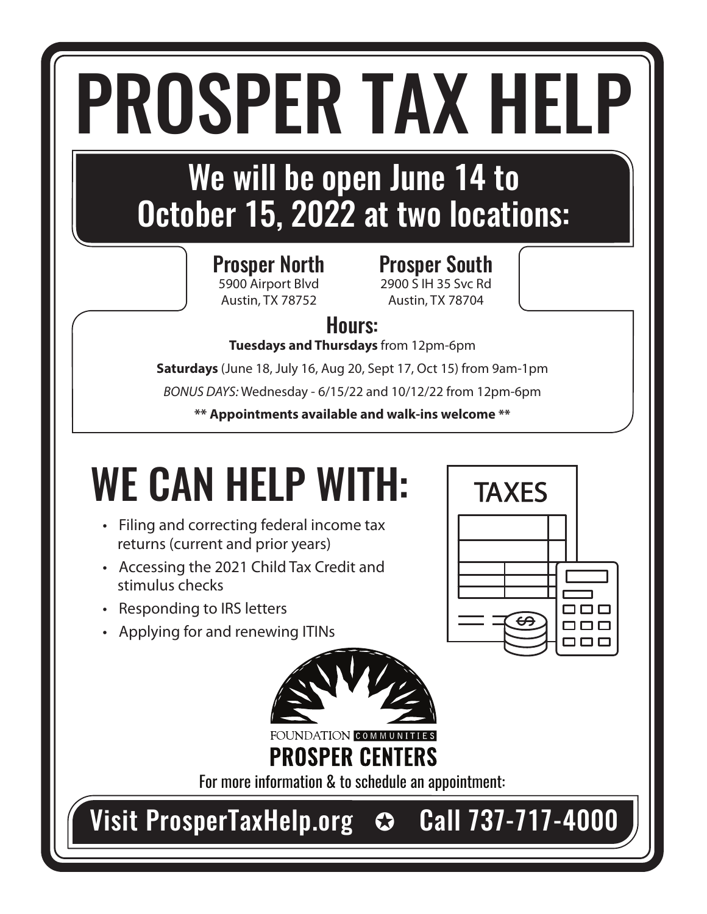# PROSPER TAX HELP

## We will be open June 14 to October 15, 2022 at two locations:

**Prosper North**
5900 Airport Blvd
Austin, TX 78752

**Prosper South**
2900 S IH 35 Svc Rd
Austin, TX 78704

### Hours:

**Tuesdays and Thursdays** from 12pm-6pm

**Saturdays** (June 18, July 16, Aug 20, Sept 17, Oct 15) from 9am-1pm

*BONUS DAYS:* Wednesday - 6/15/22 and 10/12/22 from 12pm-6pm

**** Appointments available and walk-ins welcome ****

## WE CAN HELP WITH:

- Filing and correcting federal income tax returns (current and prior years)
- Accessing the 2021 Child Tax Credit and stimulus checks
- Responding to IRS letters
- Applying for and renewing ITINs

TAXES

FOUNDATION COMMUNITIES

**PROSPER CENTERS**

For more information & to schedule an appointment:

Visit ProsperTaxHelp.org ✪ Call 737-717-4000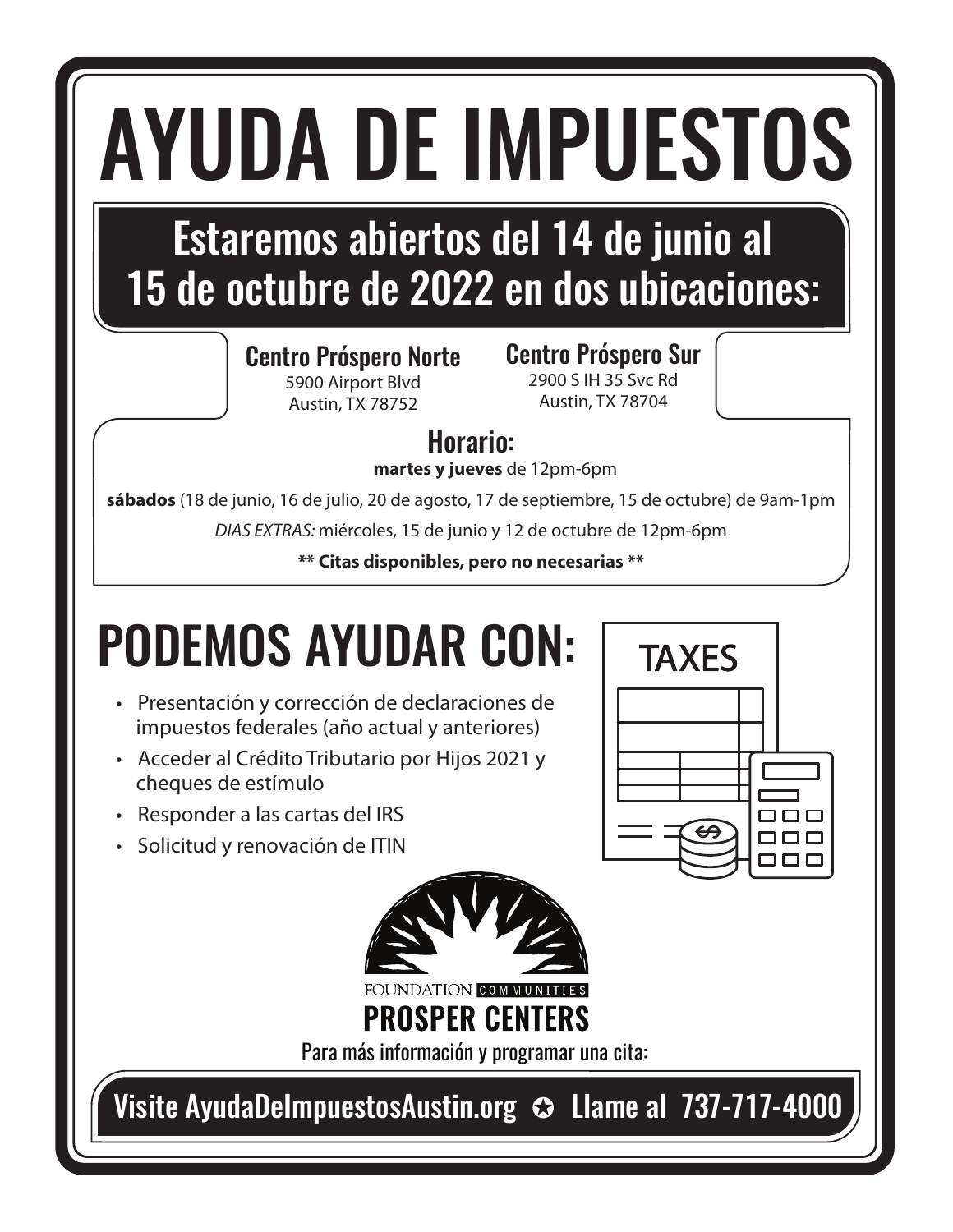# AYUDA DE IMPUESTOS

## Estaremos abiertos del 14 de junio al 15 de octubre de 2022 en dos ubicaciones:

**Centro Próspero Norte**
5900 Airport Blvd
Austin, TX 78752

**Centro Próspero Sur**
2900 S IH 35 Svc Rd
Austin, TX 78704

### Horario:

**martes y jueves** de 12pm-6pm

**sábados** (18 de junio, 16 de julio, 20 de agosto, 17 de septiembre, 15 de octubre) de 9am-1pm

*DIAS EXTRAS:* miércoles, 15 de junio y 12 de octubre de 12pm-6pm

**** Citas disponibles, pero no necesarias ****

# PODEMOS AYUDAR CON:

- Presentación y corrección de declaraciones de impuestos federales (año actual y anteriores)
- Acceder al Crédito Tributario por Hijos 2021 y cheques de estímulo
- Responder a las cartas del IRS
- Solicitud y renovación de ITIN

TAXES

FOUNDATION COMMUNITIES
**PROSPER CENTERS**

Para más información y programar una cita:

**Visite AyudaDeImpuestosAustin.org ✪ Llame al 737-717-4000**